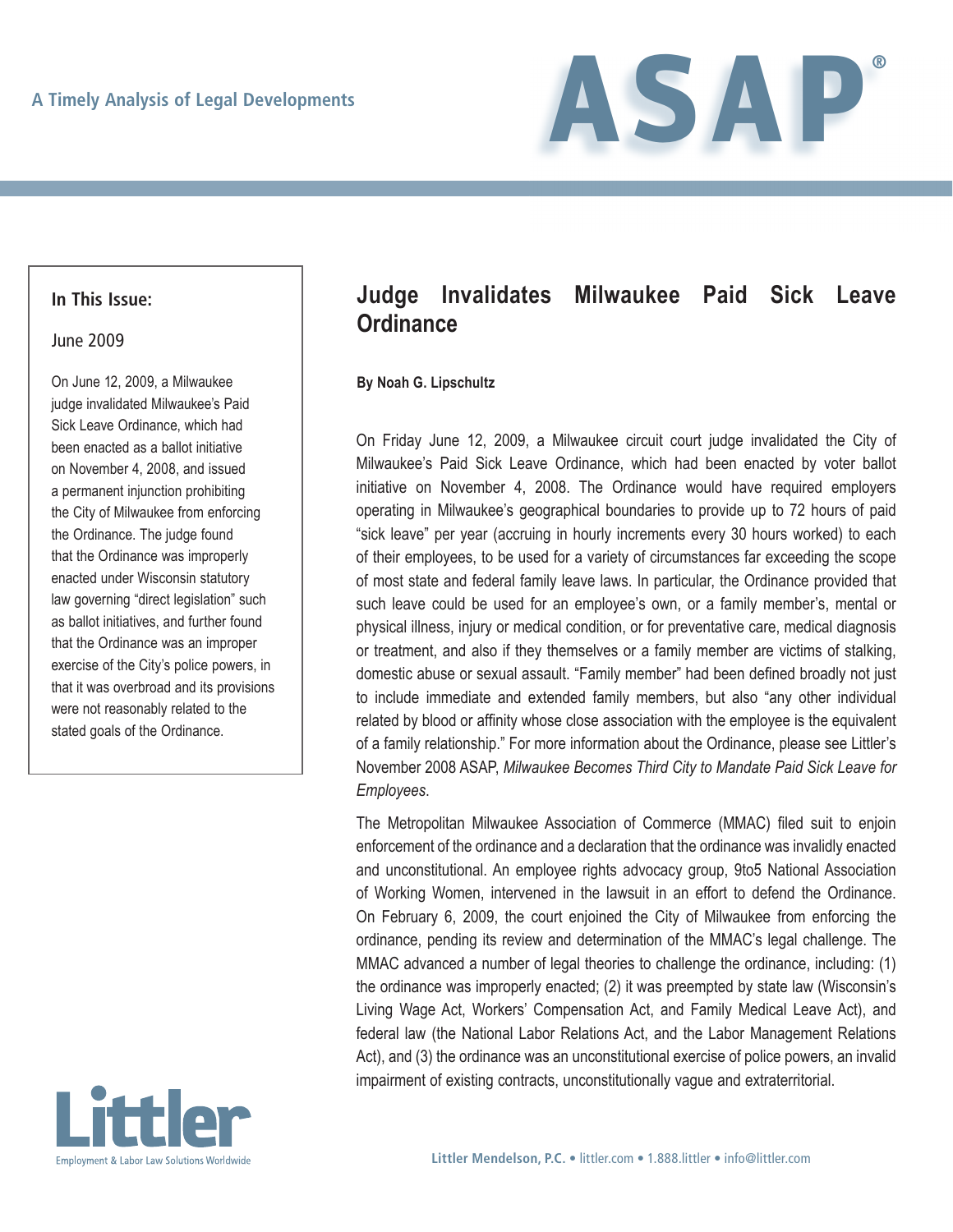A Timely Analysis of Legal Developments

# ASAP®

**In This Issue:**

June 2009

On June 12, 2009, a Milwaukee judge invalidated Milwaukee's Paid Sick Leave Ordinance, which had been enacted as a ballot initiative on November 4, 2008, and issued a permanent injunction prohibiting the City of Milwaukee from enforcing the Ordinance. The judge found that the Ordinance was improperly enacted under Wisconsin statutory law governing "direct legislation" such as ballot initiatives, and further found that the Ordinance was an improper exercise of the City's police powers, in that it was overbroad and its provisions were not reasonably related to the stated goals of the Ordinance.

## Judge Invalidates Milwaukee Paid Sick Leave Ordinance

**By Noah G. Lipschultz**

On Friday June 12, 2009, a Milwaukee circuit court judge invalidated the City of Milwaukee's Paid Sick Leave Ordinance, which had been enacted by voter ballot initiative on November 4, 2008. The Ordinance would have required employers operating in Milwaukee's geographical boundaries to provide up to 72 hours of paid "sick leave" per year (accruing in hourly increments every 30 hours worked) to each of their employees, to be used for a variety of circumstances far exceeding the scope of most state and federal family leave laws. In particular, the Ordinance provided that such leave could be used for an employee's own, or a family member's, mental or physical illness, injury or medical condition, or for preventative care, medical diagnosis or treatment, and also if they themselves or a family member are victims of stalking, domestic abuse or sexual assault. "Family member" had been defined broadly not just to include immediate and extended family members, but also "any other individual related by blood or affinity whose close association with the employee is the equivalent of a family relationship." For more information about the Ordinance, please see Littler's November 2008 ASAP, *Milwaukee Becomes Third City to Mandate Paid Sick Leave for Employees*.

The Metropolitan Milwaukee Association of Commerce (MMAC) filed suit to enjoin enforcement of the ordinance and a declaration that the ordinance was invalidly enacted and unconstitutional. An employee rights advocacy group, 9to5 National Association of Working Women, intervened in the lawsuit in an effort to defend the Ordinance. On February 6, 2009, the court enjoined the City of Milwaukee from enforcing the ordinance, pending its review and determination of the MMAC's legal challenge. The MMAC advanced a number of legal theories to challenge the ordinance, including: (1) the ordinance was improperly enacted; (2) it was preempted by state law (Wisconsin's Living Wage Act, Workers' Compensation Act, and Family Medical Leave Act), and federal law (the National Labor Relations Act, and the Labor Management Relations Act), and (3) the ordinance was an unconstitutional exercise of police powers, an invalid impairment of existing contracts, unconstitutionally vague and extraterritorial.

Littler

Employment & Labor Law Solutions Worldwide

**Littler Mendelson, P.C.** • littler.com • 1.888.littler • info@littler.com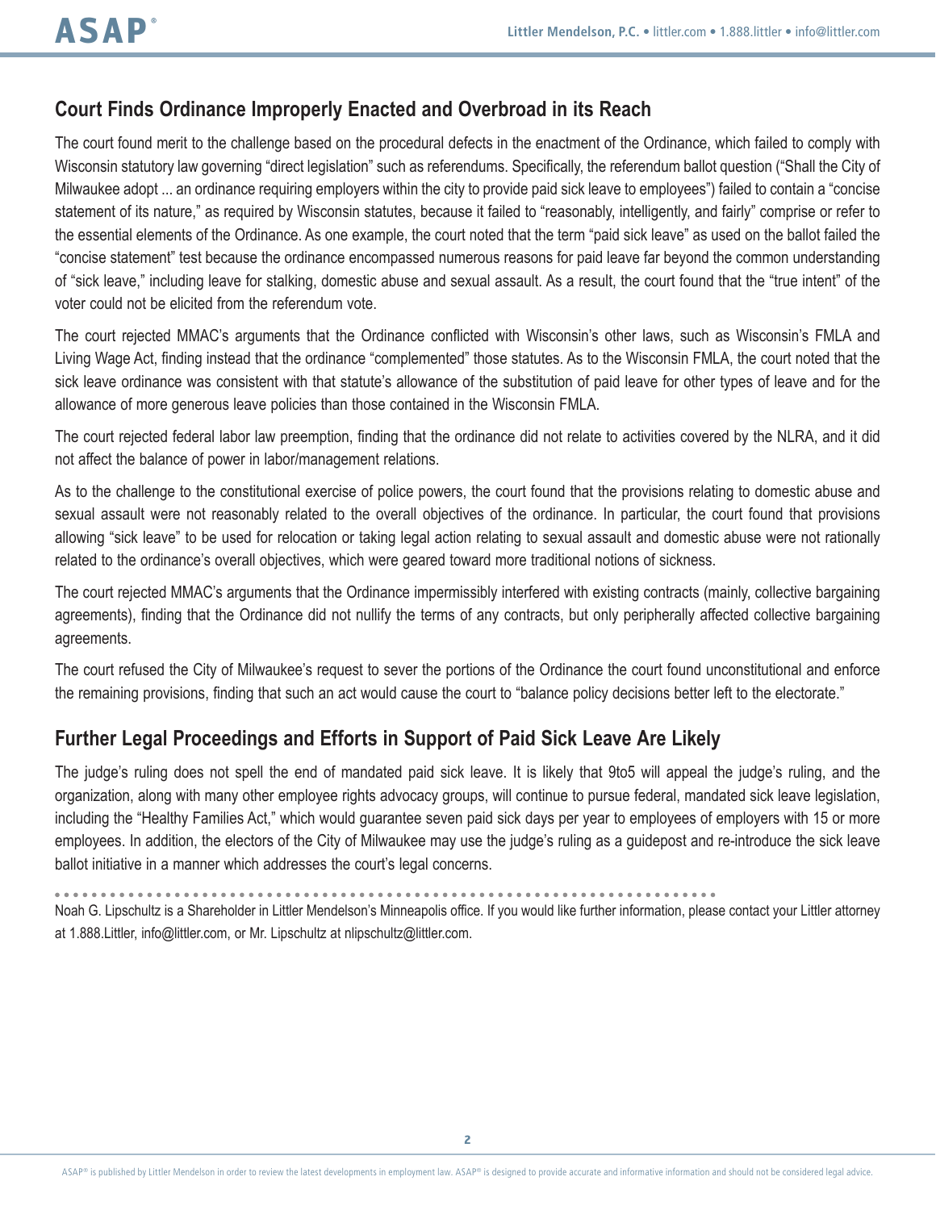## Court Finds Ordinance Improperly Enacted and Overbroad in its Reach

The court found merit to the challenge based on the procedural defects in the enactment of the Ordinance, which failed to comply with Wisconsin statutory law governing "direct legislation" such as referendums. Specifically, the referendum ballot question ("Shall the City of Milwaukee adopt ... an ordinance requiring employers within the city to provide paid sick leave to employees") failed to contain a "concise statement of its nature," as required by Wisconsin statutes, because it failed to "reasonably, intelligently, and fairly" comprise or refer to the essential elements of the Ordinance. As one example, the court noted that the term "paid sick leave" as used on the ballot failed the "concise statement" test because the ordinance encompassed numerous reasons for paid leave far beyond the common understanding of "sick leave," including leave for stalking, domestic abuse and sexual assault. As a result, the court found that the "true intent" of the voter could not be elicited from the referendum vote.

The court rejected MMAC's arguments that the Ordinance conflicted with Wisconsin's other laws, such as Wisconsin's FMLA and Living Wage Act, finding instead that the ordinance "complemented" those statutes. As to the Wisconsin FMLA, the court noted that the sick leave ordinance was consistent with that statute's allowance of the substitution of paid leave for other types of leave and for the allowance of more generous leave policies than those contained in the Wisconsin FMLA.

The court rejected federal labor law preemption, finding that the ordinance did not relate to activities covered by the NLRA, and it did not affect the balance of power in labor/management relations.

As to the challenge to the constitutional exercise of police powers, the court found that the provisions relating to domestic abuse and sexual assault were not reasonably related to the overall objectives of the ordinance. In particular, the court found that provisions allowing "sick leave" to be used for relocation or taking legal action relating to sexual assault and domestic abuse were not rationally related to the ordinance's overall objectives, which were geared toward more traditional notions of sickness.

The court rejected MMAC's arguments that the Ordinance impermissibly interfered with existing contracts (mainly, collective bargaining agreements), finding that the Ordinance did not nullify the terms of any contracts, but only peripherally affected collective bargaining agreements.

The court refused the City of Milwaukee's request to sever the portions of the Ordinance the court found unconstitutional and enforce the remaining provisions, finding that such an act would cause the court to "balance policy decisions better left to the electorate."

## Further Legal Proceedings and Efforts in Support of Paid Sick Leave Are Likely

The judge's ruling does not spell the end of mandated paid sick leave. It is likely that 9to5 will appeal the judge's ruling, and the organization, along with many other employee rights advocacy groups, will continue to pursue federal, mandated sick leave legislation, including the "Healthy Families Act," which would guarantee seven paid sick days per year to employees of employers with 15 or more employees. In addition, the electors of the City of Milwaukee may use the judge's ruling as a guidepost and re-introduce the sick leave ballot initiative in a manner which addresses the court's legal concerns.

---

Noah G. Lipschultz is a Shareholder in Littler Mendelson's Minneapolis office. If you would like further information, please contact your Littler attorney at 1.888.Littler, info@littler.com, or Mr. Lipschultz at nlipschultz@littler.com.

ASAP® is published by Littler Mendelson in order to review the latest developments in employment law. ASAP® is designed to provide accurate and informative information and should not be considered legal advice.